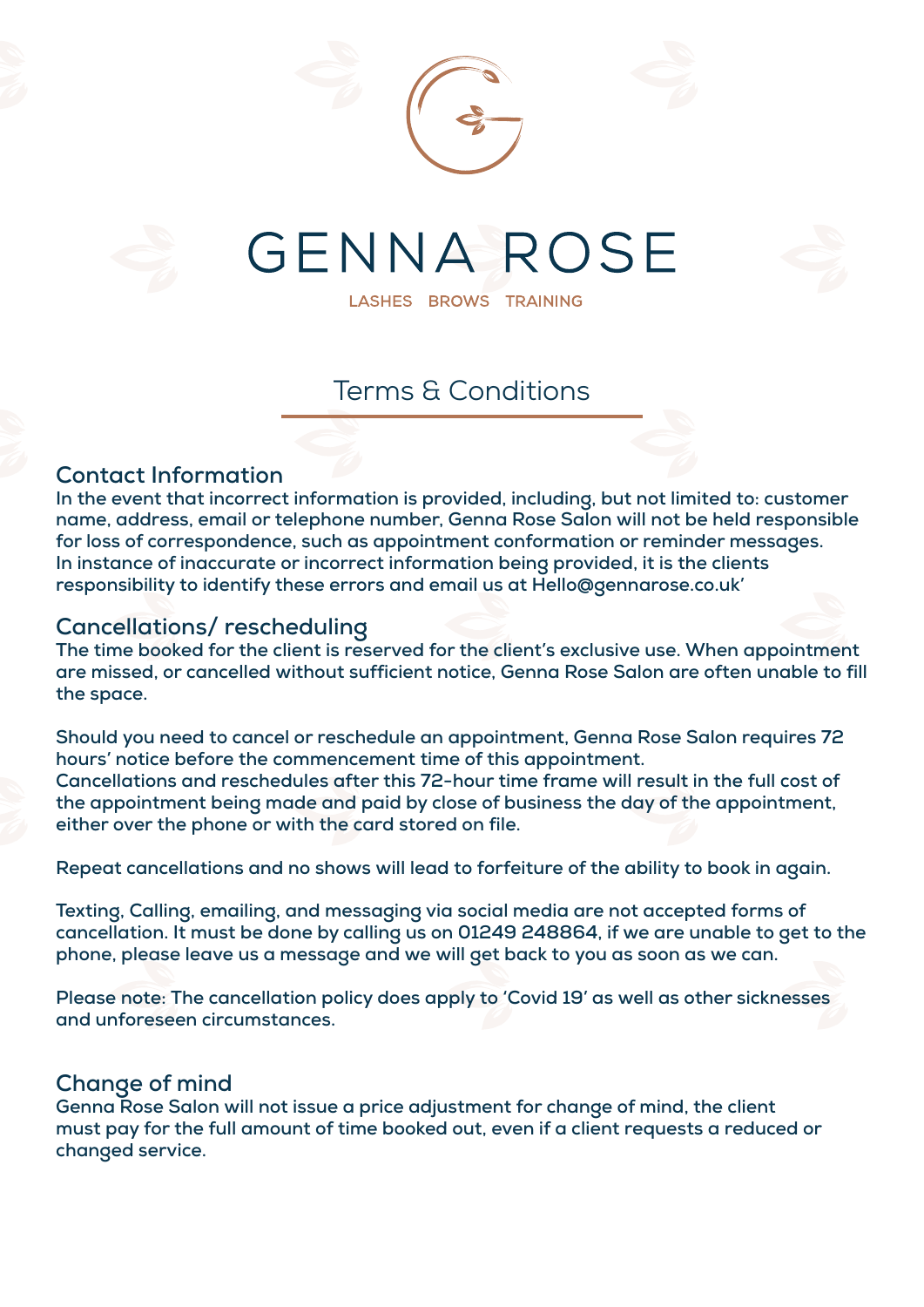# GENNA ROSE

LASHES BROWS TRAINING

## Terms & Conditions

### Contact Information

**In the event that incorrect information is provided, including, but not limited to: customer name, address, email or telephone number, Genna Rose Salon will not be held responsible for loss of correspondence, such as appointment conformation or reminder messages. In instance of inaccurate or incorrect information being provided, it is the clients responsibility to identify these errors and email us at Hello@gennarose.co.uk'**

### Cancellations/ rescheduling

**The time booked for the client is reserved for the client's exclusive use. When appointment are missed, or cancelled without sufficient notice, Genna Rose Salon are often unable to fill the space.**

**Should you need to cancel or reschedule an appointment, Genna Rose Salon requires 72 hours' notice before the commencement time of this appointment. Cancellations and reschedules after this 72-hour time frame will result in the full cost of the appointment being made and paid by close of business the day of the appointment, either over the phone or with the card stored on file.**

**Repeat cancellations and no shows will lead to forfeiture of the ability to book in again.**

**Texting, Calling, emailing, and messaging via social media are not accepted forms of cancellation. It must be done by calling us on 01249 248864, if we are unable to get to the phone, please leave us a message and we will get back to you as soon as we can.**

**Please note: The cancellation policy does apply to 'Covid 19' as well as other sicknesses and unforeseen circumstances.**

### Change of mind

**Genna Rose Salon will not issue a price adjustment for change of mind, the client must pay for the full amount of time booked out, even if a client requests a reduced or changed service.**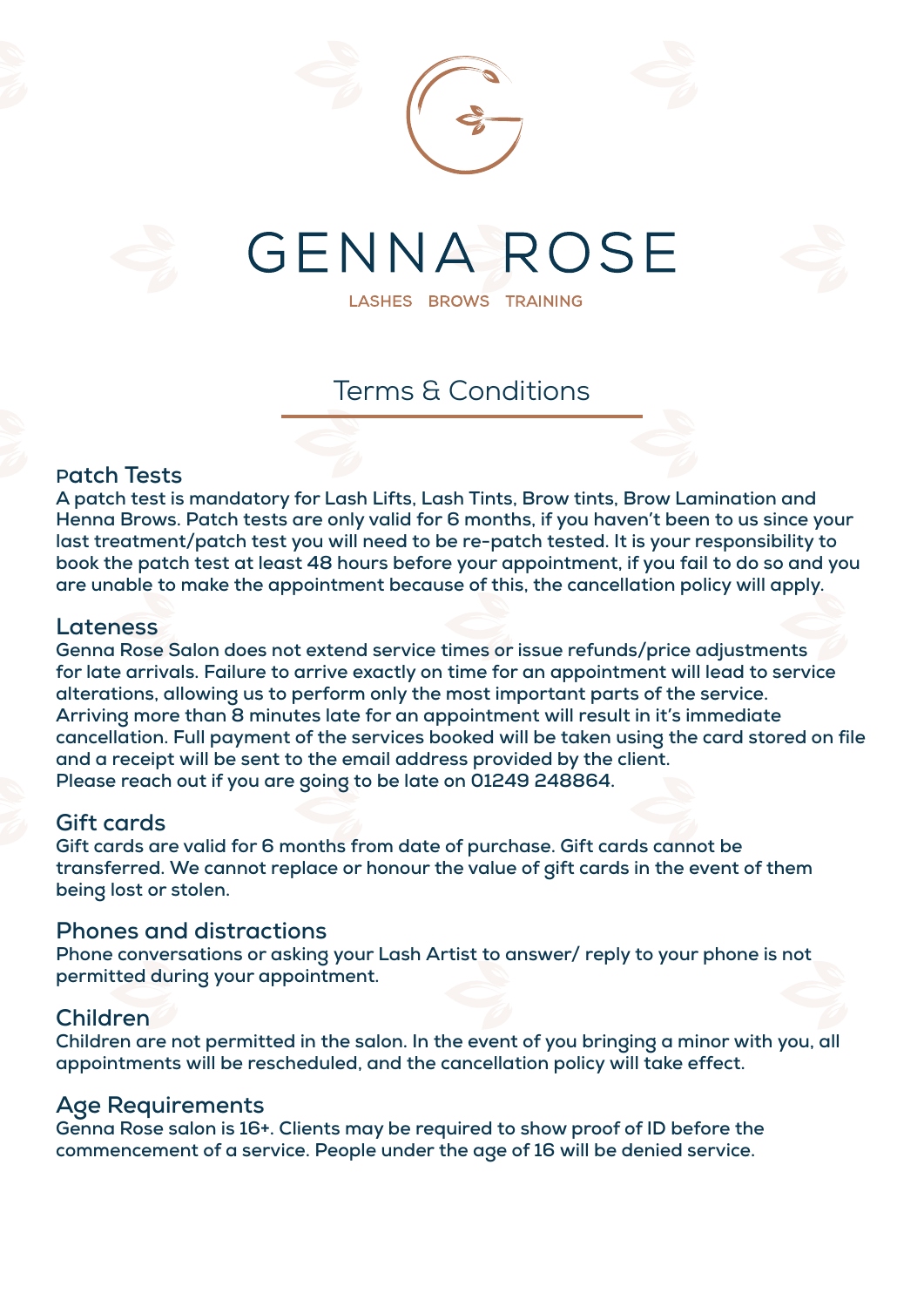# GENNA ROSE

LASHES BROWS TRAINING

## Terms & Conditions

### Patch Tests

A patch test is mandatory for Lash Lifts, Lash Tints, Brow tints, Brow Lamination and Henna Brows. Patch tests are only valid for 6 months, if you haven't been to us since your last treatment/patch test you will need to be re-patch tested. It is your responsibility to book the patch test at least 48 hours before your appointment, if you fail to do so and you are unable to make the appointment because of this, the cancellation policy will apply.

### Lateness

Genna Rose Salon does not extend service times or issue refunds/price adjustments for late arrivals. Failure to arrive exactly on time for an appointment will lead to service alterations, allowing us to perform only the most important parts of the service. Arriving more than 8 minutes late for an appointment will result in it's immediate cancellation. Full payment of the services booked will be taken using the card stored on file and a receipt will be sent to the email address provided by the client.
Please reach out if you are going to be late on 01249 248864.

### Gift cards

Gift cards are valid for 6 months from date of purchase. Gift cards cannot be transferred. We cannot replace or honour the value of gift cards in the event of them being lost or stolen.

### Phones and distractions

Phone conversations or asking your Lash Artist to answer/ reply to your phone is not permitted during your appointment.

### Children

Children are not permitted in the salon. In the event of you bringing a minor with you, all appointments will be rescheduled, and the cancellation policy will take effect.

### Age Requirements

Genna Rose salon is 16+. Clients may be required to show proof of ID before the commencement of a service. People under the age of 16 will be denied service.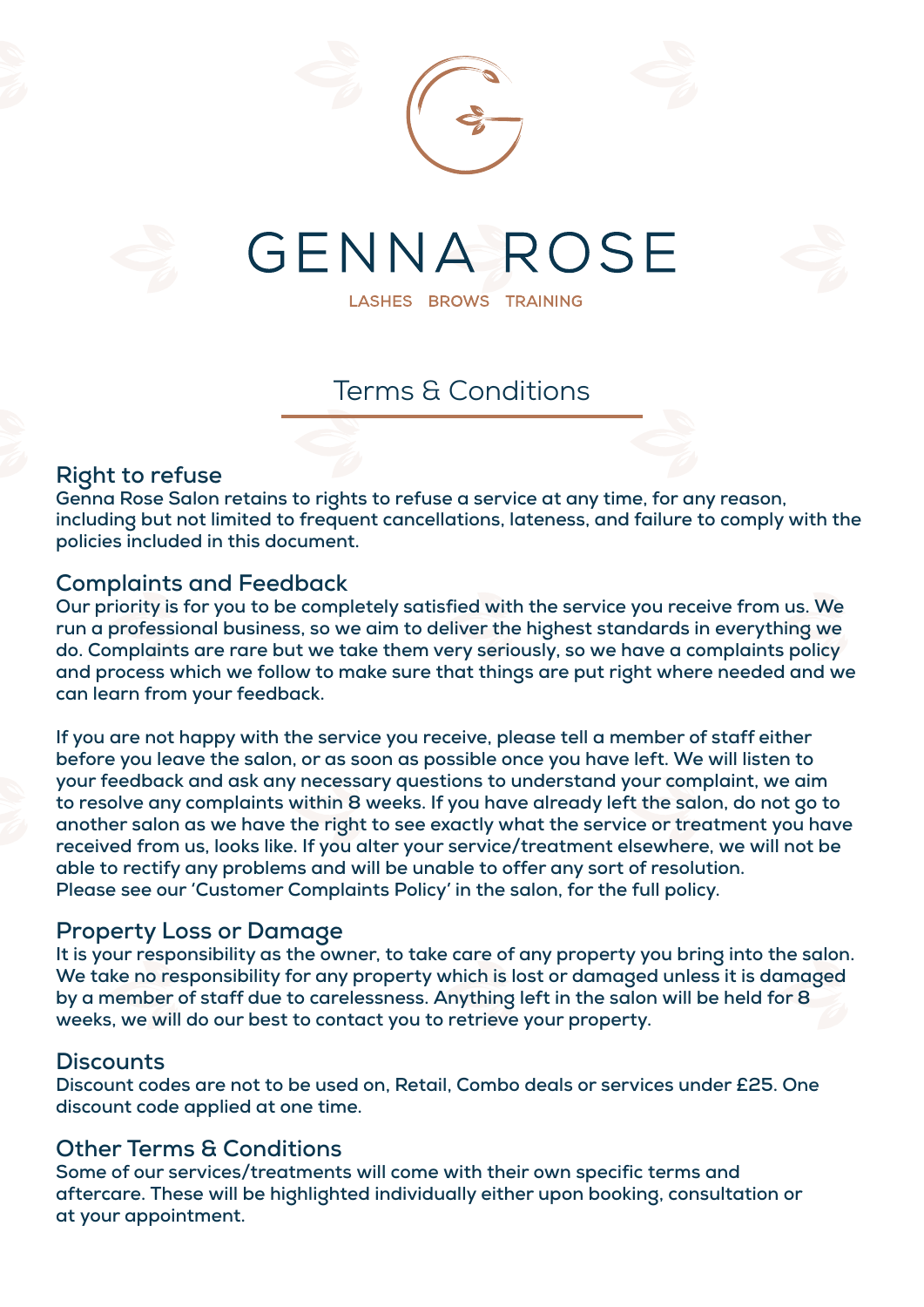# GENNA ROSE

LASHES BROWS TRAINING

## Terms & Conditions

### Right to refuse

Genna Rose Salon retains to rights to refuse a service at any time, for any reason, including but not limited to frequent cancellations, lateness, and failure to comply with the policies included in this document.

### Complaints and Feedback

Our priority is for you to be completely satisfied with the service you receive from us. We run a professional business, so we aim to deliver the highest standards in everything we do. Complaints are rare but we take them very seriously, so we have a complaints policy and process which we follow to make sure that things are put right where needed and we can learn from your feedback.

If you are not happy with the service you receive, please tell a member of staff either before you leave the salon, or as soon as possible once you have left. We will listen to your feedback and ask any necessary questions to understand your complaint, we aim to resolve any complaints within 8 weeks. If you have already left the salon, do not go to another salon as we have the right to see exactly what the service or treatment you have received from us, looks like. If you alter your service/treatment elsewhere, we will not be able to rectify any problems and will be unable to offer any sort of resolution. Please see our 'Customer Complaints Policy' in the salon, for the full policy.

### Property Loss or Damage

It is your responsibility as the owner, to take care of any property you bring into the salon. We take no responsibility for any property which is lost or damaged unless it is damaged by a member of staff due to carelessness. Anything left in the salon will be held for 8 weeks, we will do our best to contact you to retrieve your property.

### Discounts

Discount codes are not to be used on, Retail, Combo deals or services under £25. One discount code applied at one time.

### Other Terms & Conditions

Some of our services/treatments will come with their own specific terms and aftercare. These will be highlighted individually either upon booking, consultation or at your appointment.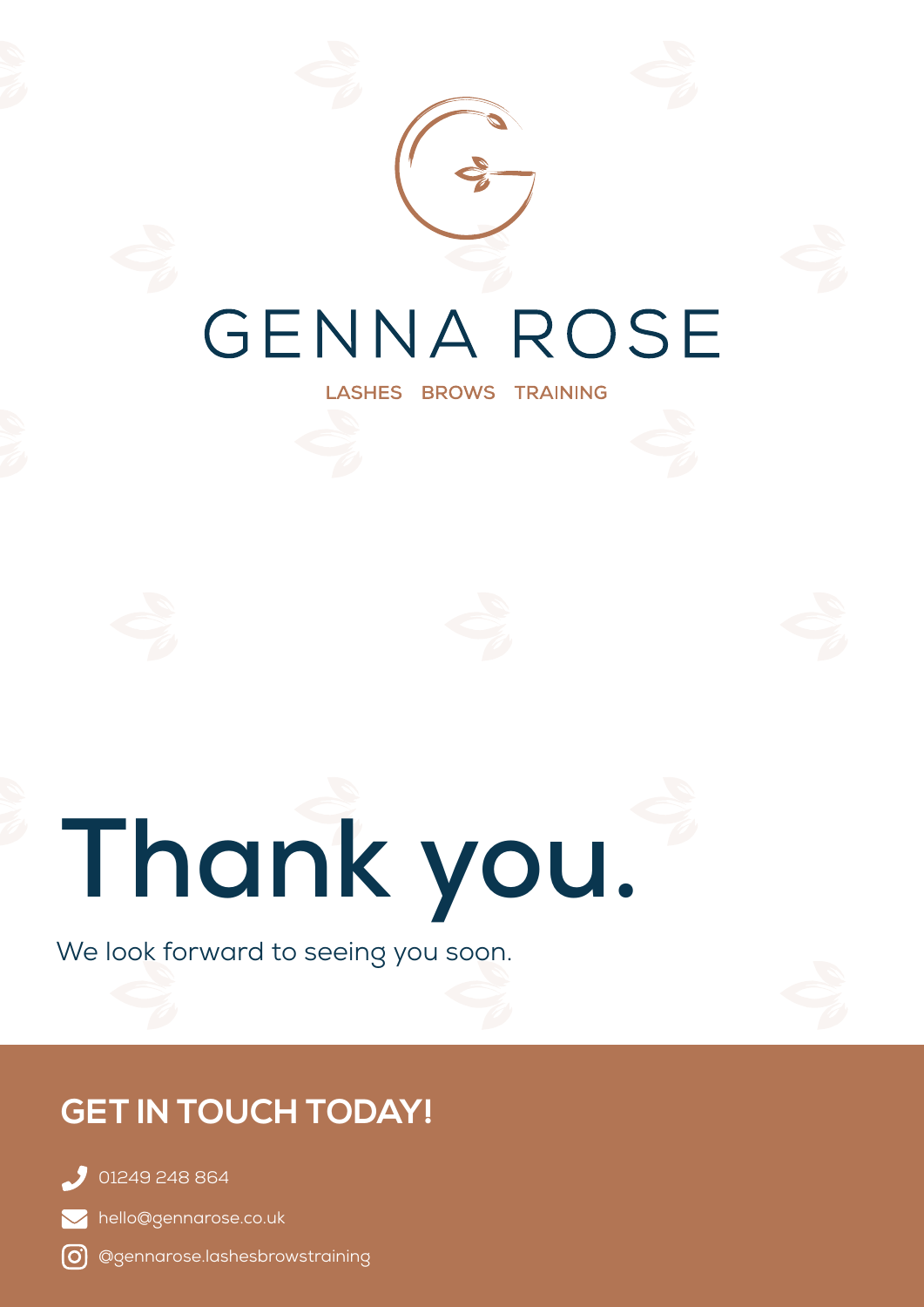# GENNA ROSE

LASHES BROWS TRAINING

# Thank you.

We look forward to seeing you soon.

## GET IN TOUCH TODAY!

01249 248 864

hello@gennarose.co.uk

@gennarose.lashesbrowstraining